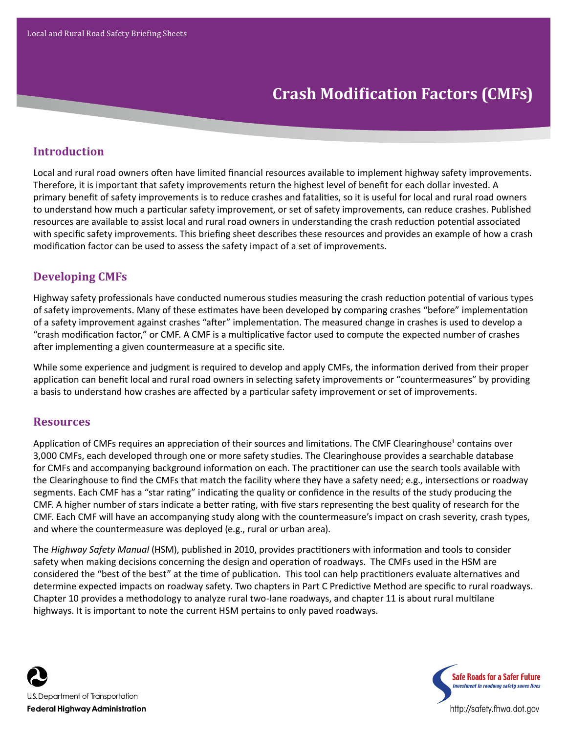Local and Rural Road Safety Briefing Sheets

# Crash Modification Factors (CMFs)

## Introduction

Local and rural road owners often have limited financial resources available to implement highway safety improvements. Therefore, it is important that safety improvements return the highest level of benefit for each dollar invested. A primary benefit of safety improvements is to reduce crashes and fatalities, so it is useful for local and rural road owners to understand how much a particular safety improvement, or set of safety improvements, can reduce crashes. Published resources are available to assist local and rural road owners in understanding the crash reduction potential associated with specific safety improvements. This briefing sheet describes these resources and provides an example of how a crash modification factor can be used to assess the safety impact of a set of improvements.

## Developing CMFs

Highway safety professionals have conducted numerous studies measuring the crash reduction potential of various types of safety improvements. Many of these estimates have been developed by comparing crashes "before" implementation of a safety improvement against crashes "after" implementation. The measured change in crashes is used to develop a "crash modification factor," or CMF. A CMF is a multiplicative factor used to compute the expected number of crashes after implementing a given countermeasure at a specific site.

While some experience and judgment is required to develop and apply CMFs, the information derived from their proper application can benefit local and rural road owners in selecting safety improvements or "countermeasures" by providing a basis to understand how crashes are affected by a particular safety improvement or set of improvements.

## Resources

Application of CMFs requires an appreciation of their sources and limitations. The CMF Clearinghouse[1] contains over 3,000 CMFs, each developed through one or more safety studies. The Clearinghouse provides a searchable database for CMFs and accompanying background information on each. The practitioner can use the search tools available with the Clearinghouse to find the CMFs that match the facility where they have a safety need; e.g., intersections or roadway segments. Each CMF has a "star rating" indicating the quality or confidence in the results of the study producing the CMF. A higher number of stars indicate a better rating, with five stars representing the best quality of research for the CMF. Each CMF will have an accompanying study along with the countermeasure's impact on crash severity, crash types, and where the countermeasure was deployed (e.g., rural or urban area).

The *Highway Safety Manual* (HSM), published in 2010, provides practitioners with information and tools to consider safety when making decisions concerning the design and operation of roadways. The CMFs used in the HSM are considered the "best of the best" at the time of publication. This tool can help practitioners evaluate alternatives and determine expected impacts on roadway safety. Two chapters in Part C Predictive Method are specific to rural roadways. Chapter 10 provides a methodology to analyze rural two-lane roadways, and chapter 11 is about rural multilane highways. It is important to note the current HSM pertains to only paved roadways.

U.S. Department of Transportation
**Federal Highway Administration**

Safe Roads for a Safer Future
*Investment in roadway safety saves lives*

http://safety.fhwa.dot.gov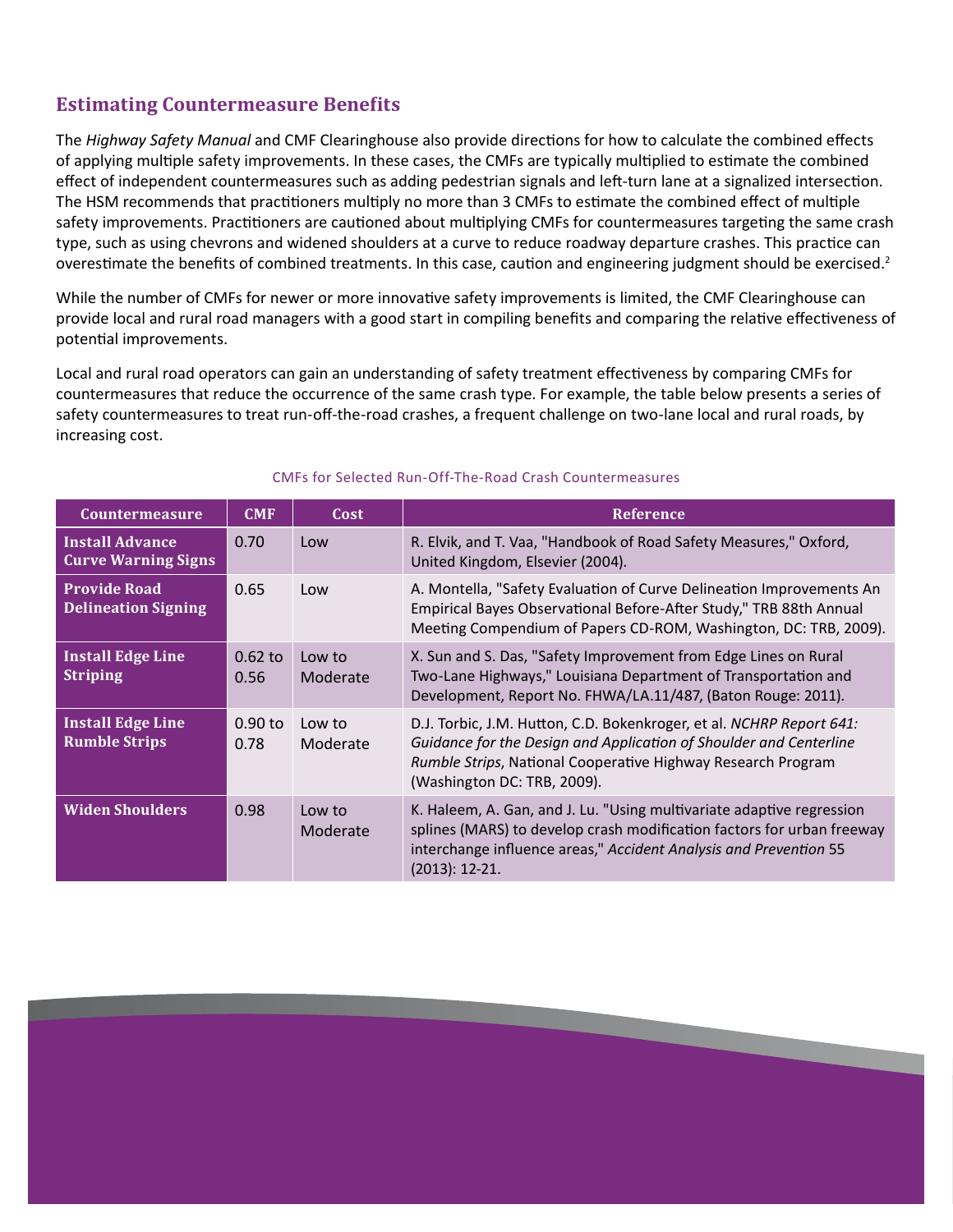## Estimating Countermeasure Benefits

The *Highway Safety Manual* and CMF Clearinghouse also provide directions for how to calculate the combined effects of applying multiple safety improvements. In these cases, the CMFs are typically multiplied to estimate the combined effect of independent countermeasures such as adding pedestrian signals and left-turn lane at a signalized intersection. The HSM recommends that practitioners multiply no more than 3 CMFs to estimate the combined effect of multiple safety improvements. Practitioners are cautioned about multiplying CMFs for countermeasures targeting the same crash type, such as using chevrons and widened shoulders at a curve to reduce roadway departure crashes. This practice can overestimate the benefits of combined treatments. In this case, caution and engineering judgment should be exercised.[2]

While the number of CMFs for newer or more innovative safety improvements is limited, the CMF Clearinghouse can provide local and rural road managers with a good start in compiling benefits and comparing the relative effectiveness of potential improvements.

Local and rural road operators can gain an understanding of safety treatment effectiveness by comparing CMFs for countermeasures that reduce the occurrence of the same crash type. For example, the table below presents a series of safety countermeasures to treat run-off-the-road crashes, a frequent challenge on two-lane local and rural roads, by increasing cost.

CMFs for Selected Run-Off-The-Road Crash Countermeasures

| Countermeasure | CMF | Cost | Reference |
|---|---|---|---|
| **Install Advance Curve Warning Signs** | 0.70 | Low | R. Elvik, and T. Vaa, "Handbook of Road Safety Measures," Oxford, United Kingdom, Elsevier (2004). |
| **Provide Road Delineation Signing** | 0.65 | Low | A. Montella, "Safety Evaluation of Curve Delineation Improvements An Empirical Bayes Observational Before-After Study," TRB 88th Annual Meeting Compendium of Papers CD-ROM, Washington, DC: TRB, 2009). |
| **Install Edge Line Striping** | 0.62 to 0.56 | Low to Moderate | X. Sun and S. Das, "Safety Improvement from Edge Lines on Rural Two-Lane Highways," Louisiana Department of Transportation and Development, Report No. FHWA/LA.11/487, (Baton Rouge: 2011). |
| **Install Edge Line Rumble Strips** | 0.90 to 0.78 | Low to Moderate | D.J. Torbic, J.M. Hutton, C.D. Bokenkroger, et al. *NCHRP Report 641: Guidance for the Design and Application of Shoulder and Centerline Rumble Strips*, National Cooperative Highway Research Program (Washington DC: TRB, 2009). |
| **Widen Shoulders** | 0.98 | Low to Moderate | K. Haleem, A. Gan, and J. Lu. "Using multivariate adaptive regression splines (MARS) to develop crash modification factors for urban freeway interchange influence areas," *Accident Analysis and Prevention* 55 (2013): 12-21. |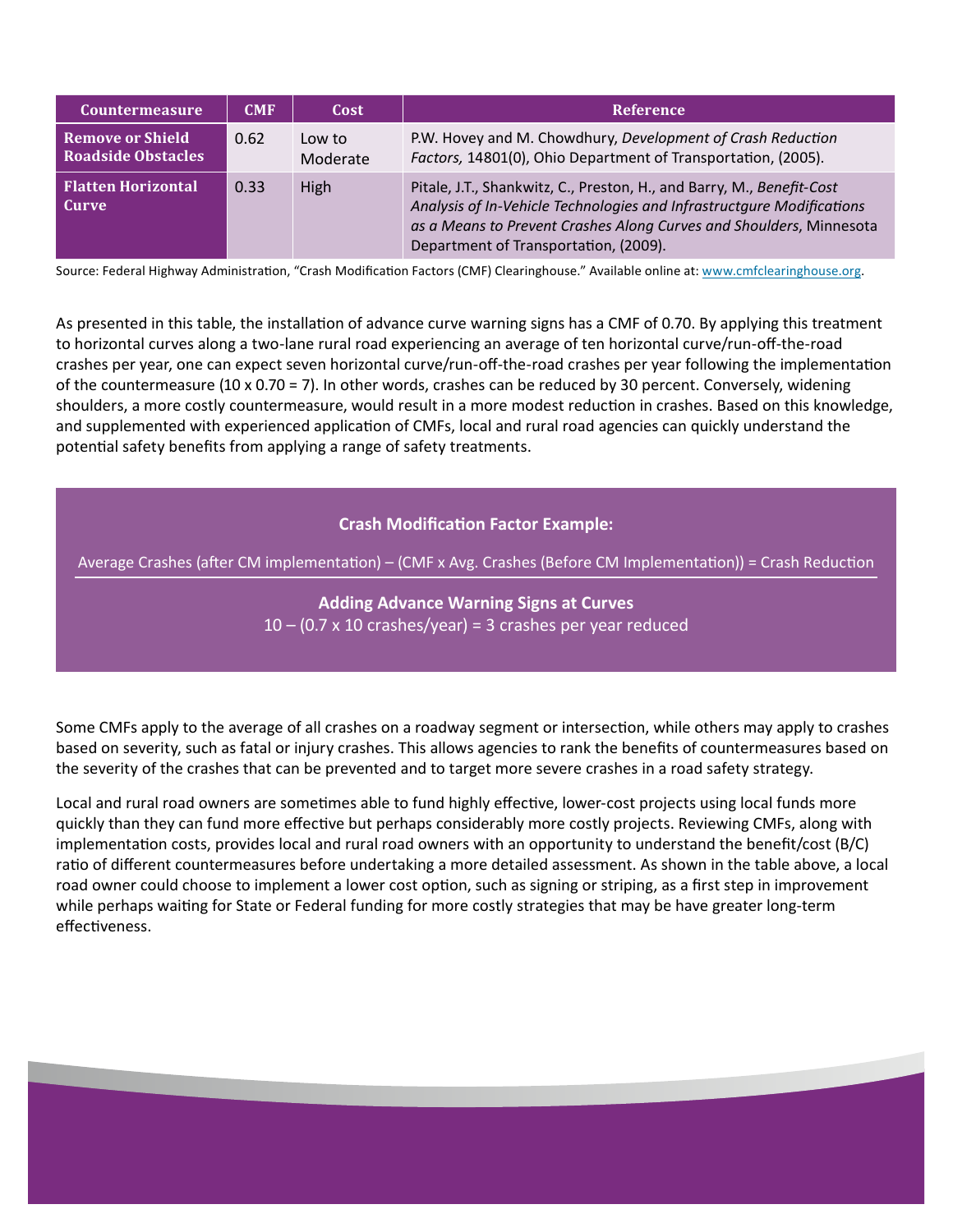| Countermeasure | CMF | Cost | Reference |
|---|---|---|---|
| **Remove or Shield Roadside Obstacles** | 0.62 | Low to Moderate | P.W. Hovey and M. Chowdhury, *Development of Crash Reduction Factors,* 14801(0), Ohio Department of Transportation, (2005). |
| **Flatten Horizontal Curve** | 0.33 | High | Pitale, J.T., Shankwitz, C., Preston, H., and Barry, M., *Benefit-Cost Analysis of In-Vehicle Technologies and Infrastructgure Modifications as a Means to Prevent Crashes Along Curves and Shoulders*, Minnesota Department of Transportation, (2009). |

Source: Federal Highway Administration, "Crash Modification Factors (CMF) Clearinghouse." Available online at: www.cmfclearinghouse.org.

As presented in this table, the installation of advance curve warning signs has a CMF of 0.70. By applying this treatment to horizontal curves along a two-lane rural road experiencing an average of ten horizontal curve/run-off-the-road crashes per year, one can expect seven horizontal curve/run-off-the-road crashes per year following the implementation of the countermeasure (10 x 0.70 = 7). In other words, crashes can be reduced by 30 percent. Conversely, widening shoulders, a more costly countermeasure, would result in a more modest reduction in crashes. Based on this knowledge, and supplemented with experienced application of CMFs, local and rural road agencies can quickly understand the potential safety benefits from applying a range of safety treatments.

**Crash Modification Factor Example:**

Average Crashes (after CM implementation) – (CMF x Avg. Crashes (Before CM Implementation)) = Crash Reduction

**Adding Advance Warning Signs at Curves**

10 – (0.7 x 10 crashes/year) = 3 crashes per year reduced

Some CMFs apply to the average of all crashes on a roadway segment or intersection, while others may apply to crashes based on severity, such as fatal or injury crashes. This allows agencies to rank the benefits of countermeasures based on the severity of the crashes that can be prevented and to target more severe crashes in a road safety strategy.

Local and rural road owners are sometimes able to fund highly effective, lower-cost projects using local funds more quickly than they can fund more effective but perhaps considerably more costly projects. Reviewing CMFs, along with implementation costs, provides local and rural road owners with an opportunity to understand the benefit/cost (B/C) ratio of different countermeasures before undertaking a more detailed assessment. As shown in the table above, a local road owner could choose to implement a lower cost option, such as signing or striping, as a first step in improvement while perhaps waiting for State or Federal funding for more costly strategies that may be have greater long-term effectiveness.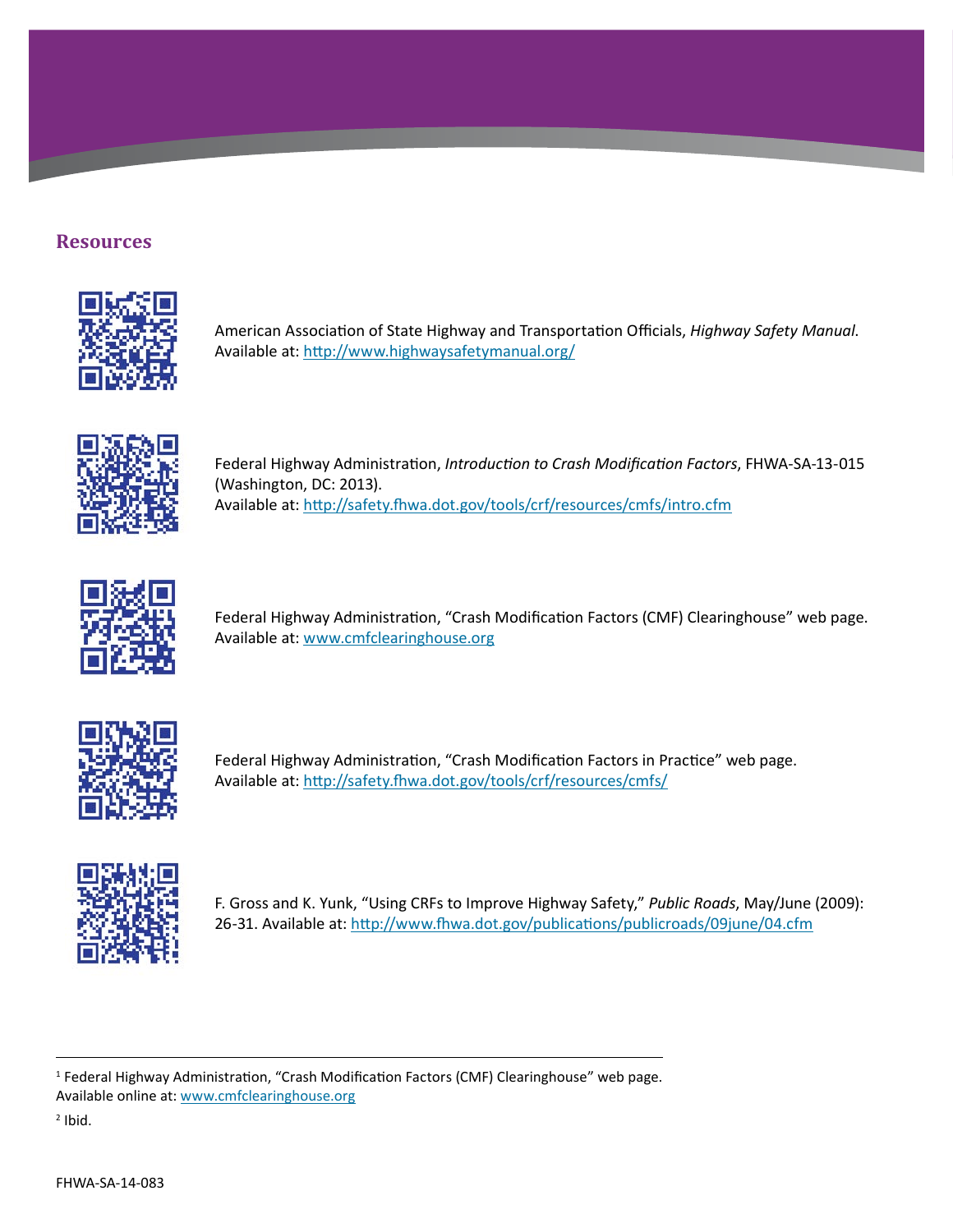## Resources

American Association of State Highway and Transportation Officials, *Highway Safety Manual*. Available at: http://www.highwaysafetymanual.org/

Federal Highway Administration, *Introduction to Crash Modification Factors*, FHWA-SA-13-015 (Washington, DC: 2013).
Available at: http://safety.fhwa.dot.gov/tools/crf/resources/cmfs/intro.cfm

Federal Highway Administration, "Crash Modification Factors (CMF) Clearinghouse" web page. Available at: www.cmfclearinghouse.org

Federal Highway Administration, "Crash Modification Factors in Practice" web page. Available at: http://safety.fhwa.dot.gov/tools/crf/resources/cmfs/

F. Gross and K. Yunk, "Using CRFs to Improve Highway Safety," *Public Roads*, May/June (2009): 26-31. Available at: http://www.fhwa.dot.gov/publications/publicroads/09june/04.cfm

---

[1] Federal Highway Administration, "Crash Modification Factors (CMF) Clearinghouse" web page. Available online at: www.cmfclearinghouse.org

[2] Ibid.

FHWA-SA-14-083